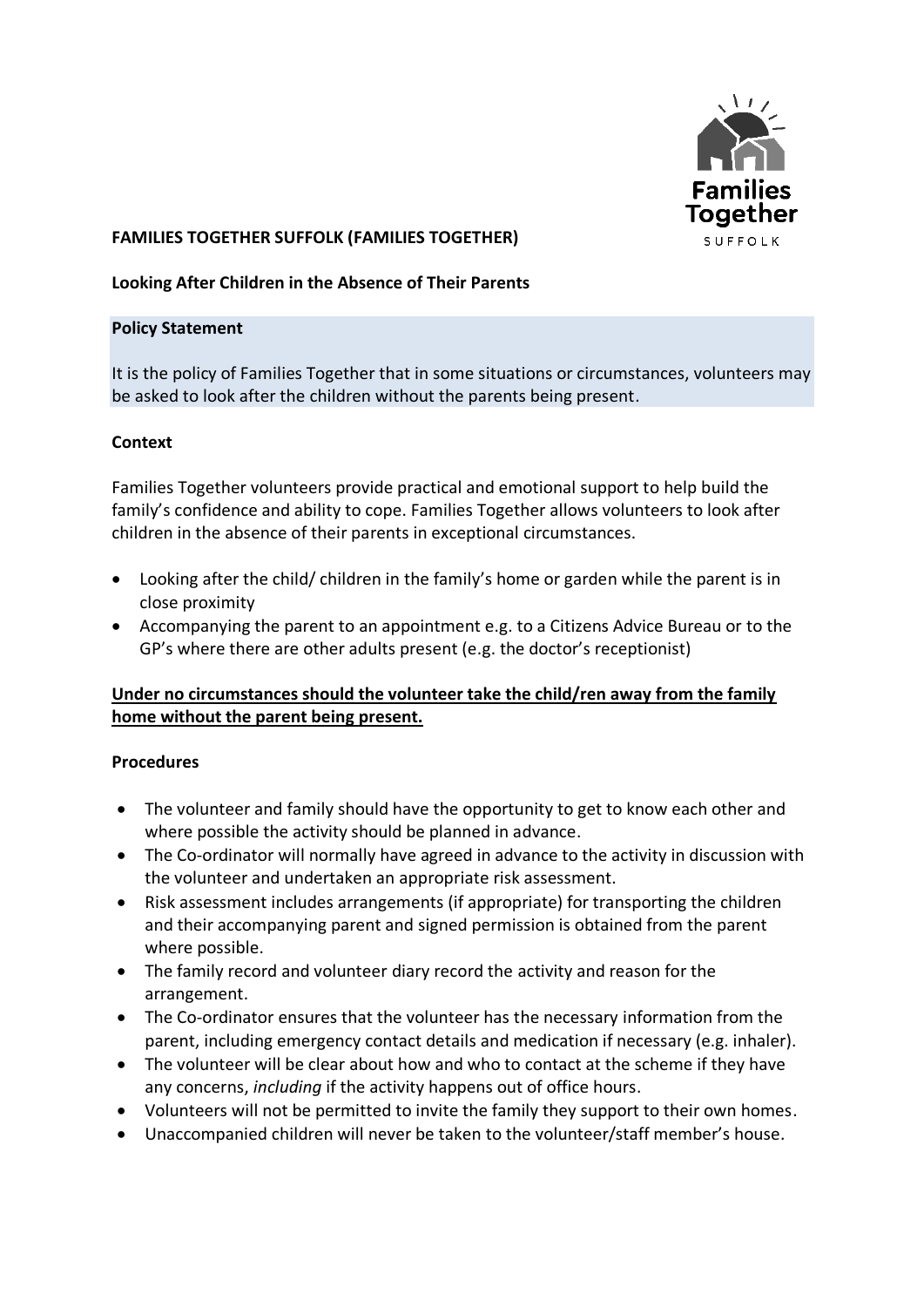**FAMILIES TOGETHER SUFFOLK (FAMILIES TOGETHER)**

**Looking After Children in the Absence of Their Parents**

**Policy Statement**

It is the policy of Families Together that in some situations or circumstances, volunteers may be asked to look after the children without the parents being present.

**Context**

Families Together volunteers provide practical and emotional support to help build the family's confidence and ability to cope. Families Together allows volunteers to look after children in the absence of their parents in exceptional circumstances.

- Looking after the child/ children in the family's home or garden while the parent is in close proximity
- Accompanying the parent to an appointment e.g. to a Citizens Advice Bureau or to the GP's where there are other adults present (e.g. the doctor's receptionist)

**Under no circumstances should the volunteer take the child/ren away from the family home without the parent being present.**

**Procedures**

- The volunteer and family should have the opportunity to get to know each other and where possible the activity should be planned in advance.
- The Co-ordinator will normally have agreed in advance to the activity in discussion with the volunteer and undertaken an appropriate risk assessment.
- Risk assessment includes arrangements (if appropriate) for transporting the children and their accompanying parent and signed permission is obtained from the parent where possible.
- The family record and volunteer diary record the activity and reason for the arrangement.
- The Co-ordinator ensures that the volunteer has the necessary information from the parent, including emergency contact details and medication if necessary (e.g. inhaler).
- The volunteer will be clear about how and who to contact at the scheme if they have any concerns, *including* if the activity happens out of office hours.
- Volunteers will not be permitted to invite the family they support to their own homes.
- Unaccompanied children will never be taken to the volunteer/staff member's house.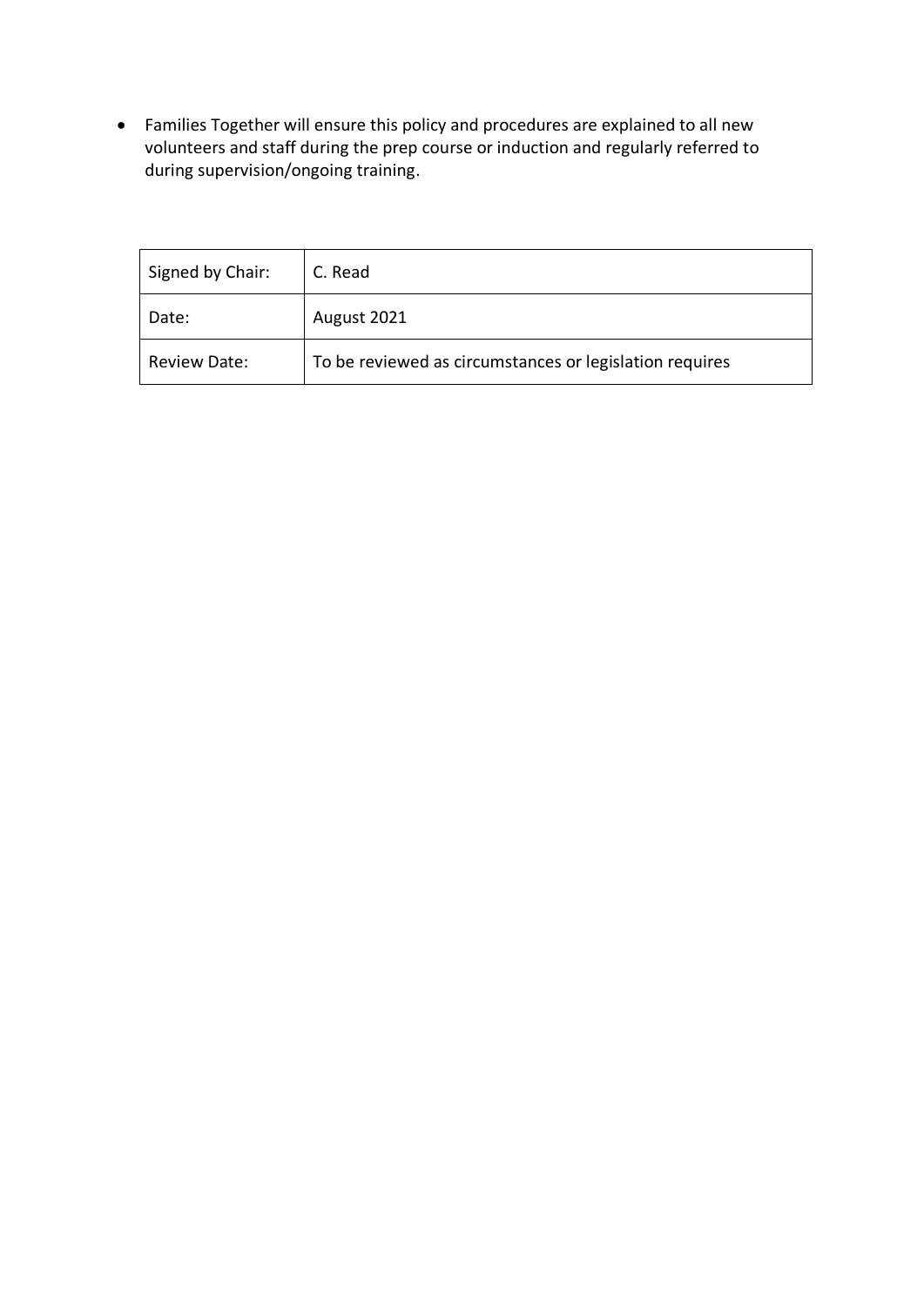- Families Together will ensure this policy and procedures are explained to all new volunteers and staff during the prep course or induction and regularly referred to during supervision/ongoing training.

| | |
|---|---|
| Signed by Chair: | C. Read |
| Date: | August 2021 |
| Review Date: | To be reviewed as circumstances or legislation requires |